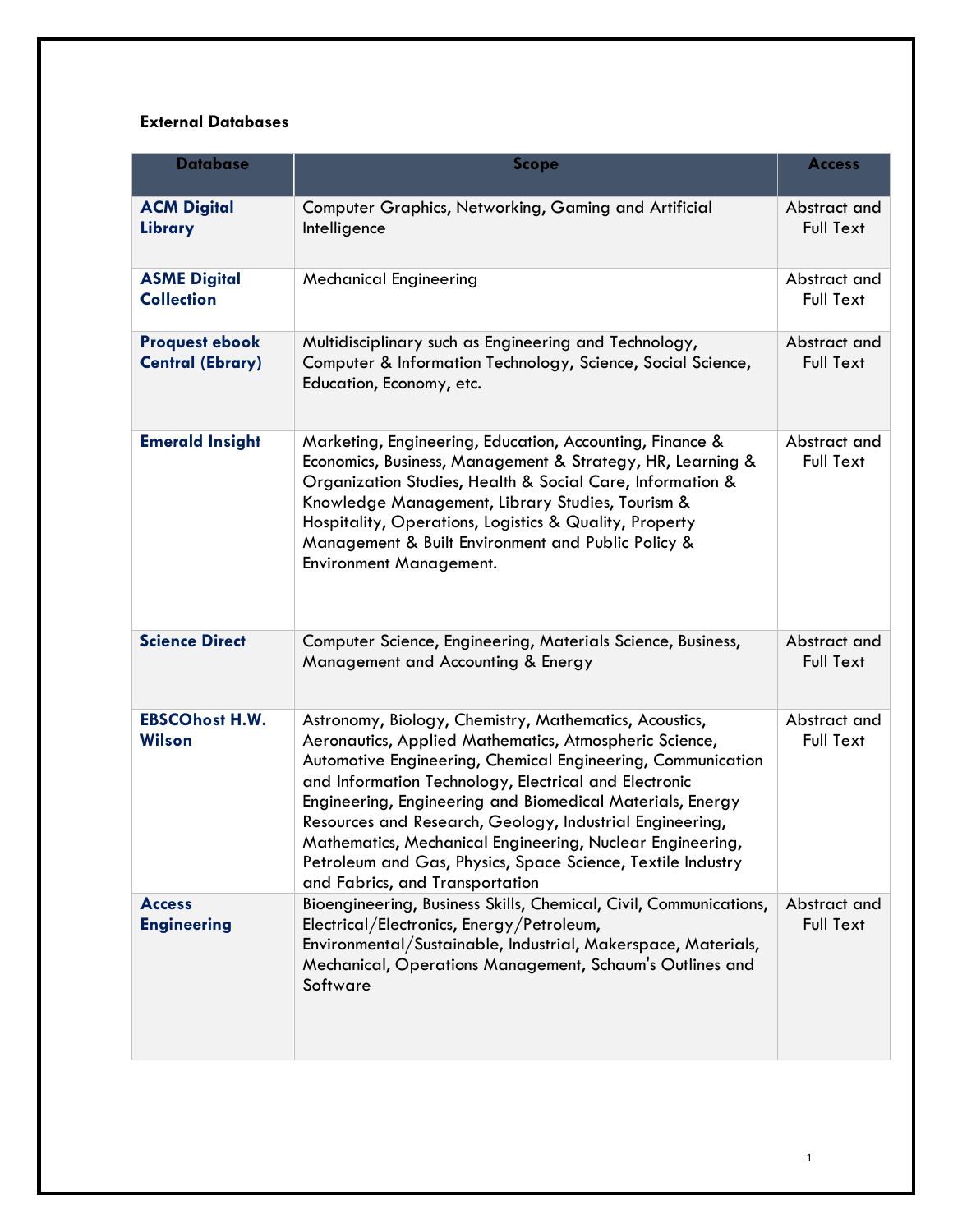**External Databases**

| Database | Scope | Access |
| --- | --- | --- |
| **ACM Digital Library** | Computer Graphics, Networking, Gaming and Artificial Intelligence | Abstract and Full Text |
| **ASME Digital Collection** | Mechanical Engineering | Abstract and Full Text |
| **Proquest ebook Central (Ebrary)** | Multidisciplinary such as Engineering and Technology, Computer & Information Technology, Science, Social Science, Education, Economy, etc. | Abstract and Full Text |
| **Emerald Insight** | Marketing, Engineering, Education, Accounting, Finance & Economics, Business, Management & Strategy, HR, Learning & Organization Studies, Health & Social Care, Information & Knowledge Management, Library Studies, Tourism & Hospitality, Operations, Logistics & Quality, Property Management & Built Environment and Public Policy & Environment Management. | Abstract and Full Text |
| **Science Direct** | Computer Science, Engineering, Materials Science, Business, Management and Accounting & Energy | Abstract and Full Text |
| **EBSCOhost H.W. Wilson** | Astronomy, Biology, Chemistry, Mathematics, Acoustics, Aeronautics, Applied Mathematics, Atmospheric Science, Automotive Engineering, Chemical Engineering, Communication and Information Technology, Electrical and Electronic Engineering, Engineering and Biomedical Materials, Energy Resources and Research, Geology, Industrial Engineering, Mathematics, Mechanical Engineering, Nuclear Engineering, Petroleum and Gas, Physics, Space Science, Textile Industry and Fabrics, and Transportation | Abstract and Full Text |
| **Access Engineering** | Bioengineering, Business Skills, Chemical, Civil, Communications, Electrical/Electronics, Energy/Petroleum, Environmental/Sustainable, Industrial, Makerspace, Materials, Mechanical, Operations Management, Schaum's Outlines and Software | Abstract and Full Text |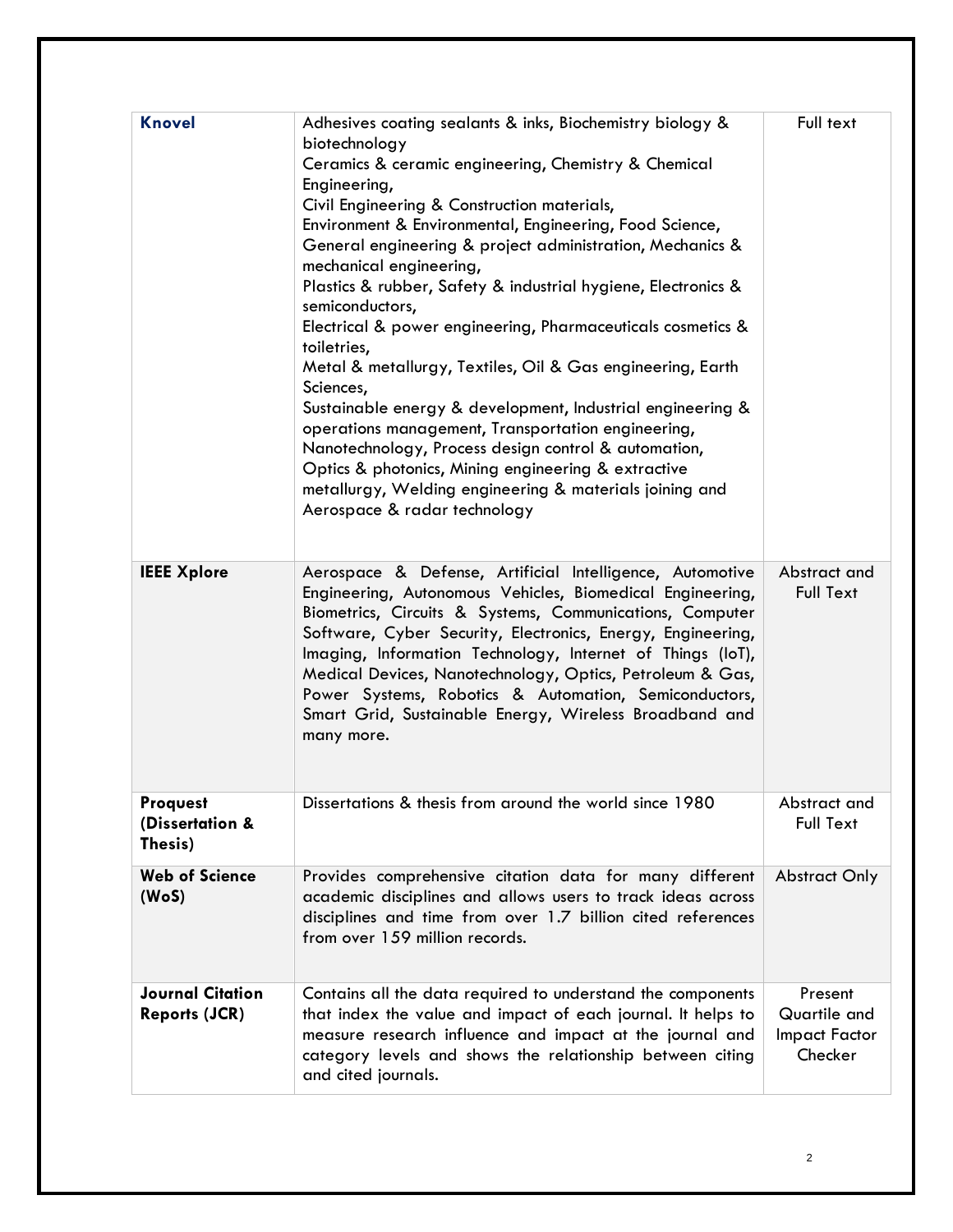| **Knovel** | Adhesives coating sealants & inks, Biochemistry biology & biotechnology<br>Ceramics & ceramic engineering, Chemistry & Chemical Engineering,<br>Civil Engineering & Construction materials,<br>Environment & Environmental, Engineering, Food Science,<br>General engineering & project administration, Mechanics & mechanical engineering,<br>Plastics & rubber, Safety & industrial hygiene, Electronics & semiconductors,<br>Electrical & power engineering, Pharmaceuticals cosmetics & toiletries,<br>Metal & metallurgy, Textiles, Oil & Gas engineering, Earth Sciences,<br>Sustainable energy & development, Industrial engineering & operations management, Transportation engineering,<br>Nanotechnology, Process design control & automation,<br>Optics & photonics, Mining engineering & extractive metallurgy, Welding engineering & materials joining and Aerospace & radar technology | Full text |
|---|---|---|
| **IEEE Xplore** | Aerospace & Defense, Artificial Intelligence, Automotive Engineering, Autonomous Vehicles, Biomedical Engineering, Biometrics, Circuits & Systems, Communications, Computer Software, Cyber Security, Electronics, Energy, Engineering, Imaging, Information Technology, Internet of Things (IoT), Medical Devices, Nanotechnology, Optics, Petroleum & Gas, Power Systems, Robotics & Automation, Semiconductors, Smart Grid, Sustainable Energy, Wireless Broadband and many more. | Abstract and Full Text |
| **Proquest (Dissertation & Thesis)** | Dissertations & thesis from around the world since 1980 | Abstract and Full Text |
| **Web of Science (WoS)** | Provides comprehensive citation data for many different academic disciplines and allows users to track ideas across disciplines and time from over 1.7 billion cited references from over 159 million records. | Abstract Only |
| **Journal Citation Reports (JCR)** | Contains all the data required to understand the components that index the value and impact of each journal. It helps to measure research influence and impact at the journal and category levels and shows the relationship between citing and cited journals. | Present Quartile and Impact Factor Checker |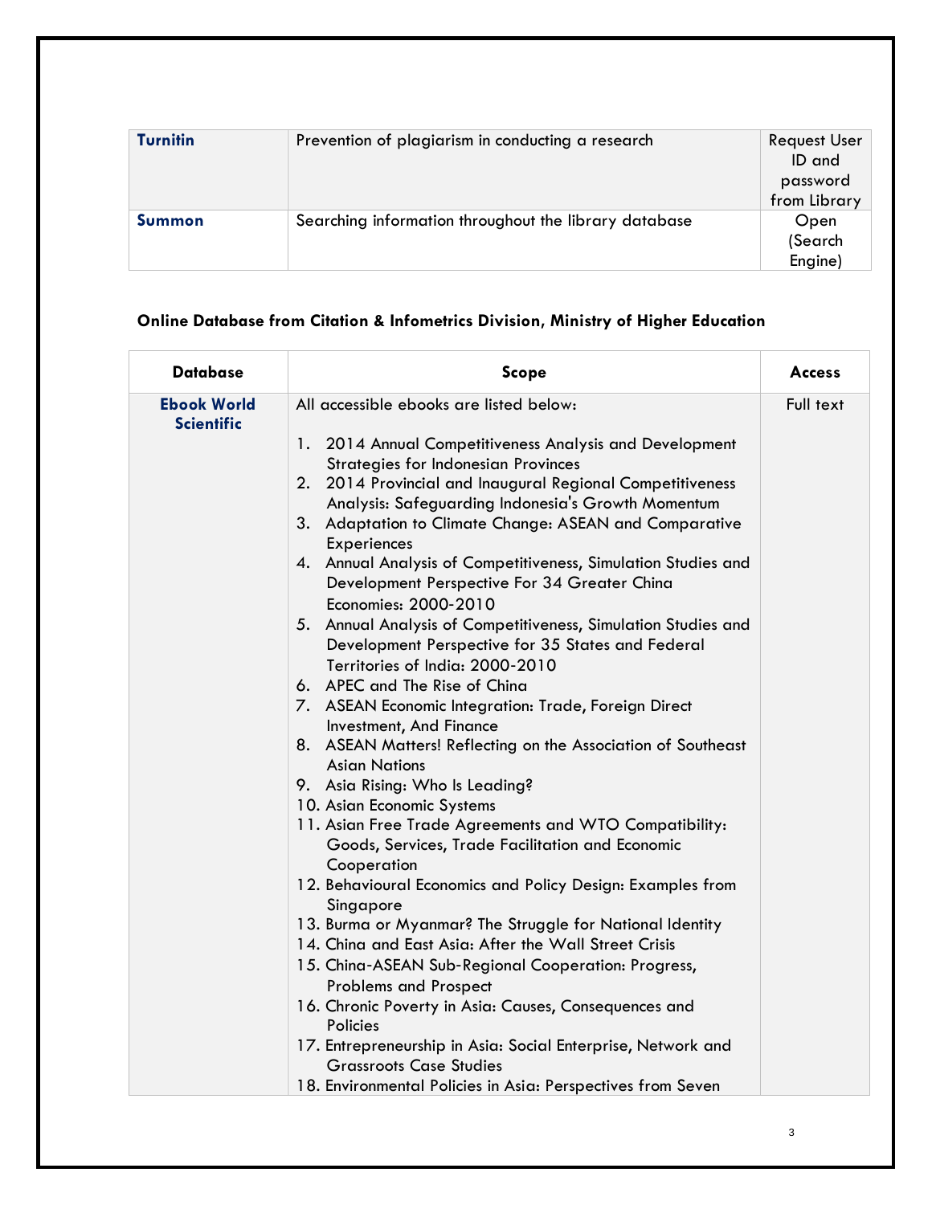| | | |
|---|---|---|
| **Turnitin** | Prevention of plagiarism in conducting a research | Request User ID and password from Library |
| **Summon** | Searching information throughout the library database | Open (Search Engine) |

**Online Database from Citation & Infometrics Division, Ministry of Higher Education**

| Database | Scope | Access |
|---|---|---|
| **Ebook World Scientific** | All accessible ebooks are listed below:<br><br>1. 2014 Annual Competitiveness Analysis and Development Strategies for Indonesian Provinces<br>2. 2014 Provincial and Inaugural Regional Competitiveness Analysis: Safeguarding Indonesia's Growth Momentum<br>3. Adaptation to Climate Change: ASEAN and Comparative Experiences<br>4. Annual Analysis of Competitiveness, Simulation Studies and Development Perspective For 34 Greater China Economies: 2000-2010<br>5. Annual Analysis of Competitiveness, Simulation Studies and Development Perspective for 35 States and Federal Territories of India: 2000-2010<br>6. APEC and The Rise of China<br>7. ASEAN Economic Integration: Trade, Foreign Direct Investment, And Finance<br>8. ASEAN Matters! Reflecting on the Association of Southeast Asian Nations<br>9. Asia Rising: Who Is Leading?<br>10. Asian Economic Systems<br>11. Asian Free Trade Agreements and WTO Compatibility: Goods, Services, Trade Facilitation and Economic Cooperation<br>12. Behavioural Economics and Policy Design: Examples from Singapore<br>13. Burma or Myanmar? The Struggle for National Identity<br>14. China and East Asia: After the Wall Street Crisis<br>15. China-ASEAN Sub-Regional Cooperation: Progress, Problems and Prospect<br>16. Chronic Poverty in Asia: Causes, Consequences and Policies<br>17. Entrepreneurship in Asia: Social Enterprise, Network and Grassroots Case Studies<br>18. Environmental Policies in Asia: Perspectives from Seven | Full text |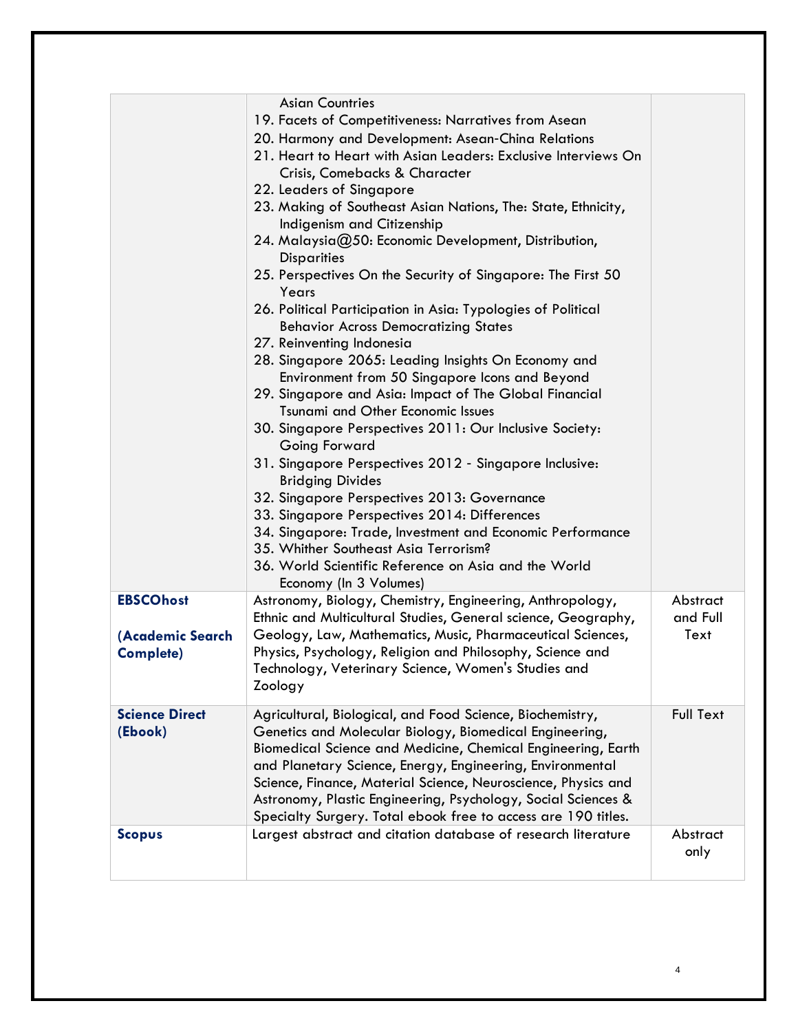| | | |
|---|---|---|
| | Asian Countries<br>19. Facets of Competitiveness: Narratives from Asean<br>20. Harmony and Development: Asean-China Relations<br>21. Heart to Heart with Asian Leaders: Exclusive Interviews On Crisis, Comebacks & Character<br>22. Leaders of Singapore<br>23. Making of Southeast Asian Nations, The: State, Ethnicity, Indigenism and Citizenship<br>24. Malaysia@50: Economic Development, Distribution, Disparities<br>25. Perspectives On the Security of Singapore: The First 50 Years<br>26. Political Participation in Asia: Typologies of Political Behavior Across Democratizing States<br>27. Reinventing Indonesia<br>28. Singapore 2065: Leading Insights On Economy and Environment from 50 Singapore Icons and Beyond<br>29. Singapore and Asia: Impact of The Global Financial Tsunami and Other Economic Issues<br>30. Singapore Perspectives 2011: Our Inclusive Society: Going Forward<br>31. Singapore Perspectives 2012 - Singapore Inclusive: Bridging Divides<br>32. Singapore Perspectives 2013: Governance<br>33. Singapore Perspectives 2014: Differences<br>34. Singapore: Trade, Investment and Economic Performance<br>35. Whither Southeast Asia Terrorism?<br>36. World Scientific Reference on Asia and the World Economy (In 3 Volumes) | |
| **EBSCOhost**<br><br>**(Academic Search Complete)** | Astronomy, Biology, Chemistry, Engineering, Anthropology, Ethnic and Multicultural Studies, General science, Geography, Geology, Law, Mathematics, Music, Pharmaceutical Sciences, Physics, Psychology, Religion and Philosophy, Science and Technology, Veterinary Science, Women's Studies and Zoology | Abstract and Full Text |
| **Science Direct (Ebook)** | Agricultural, Biological, and Food Science, Biochemistry, Genetics and Molecular Biology, Biomedical Engineering, Biomedical Science and Medicine, Chemical Engineering, Earth and Planetary Science, Energy, Engineering, Environmental Science, Finance, Material Science, Neuroscience, Physics and Astronomy, Plastic Engineering, Psychology, Social Sciences & Specialty Surgery. Total ebook free to access are 190 titles. | Full Text |
| **Scopus** | Largest abstract and citation database of research literature | Abstract only |